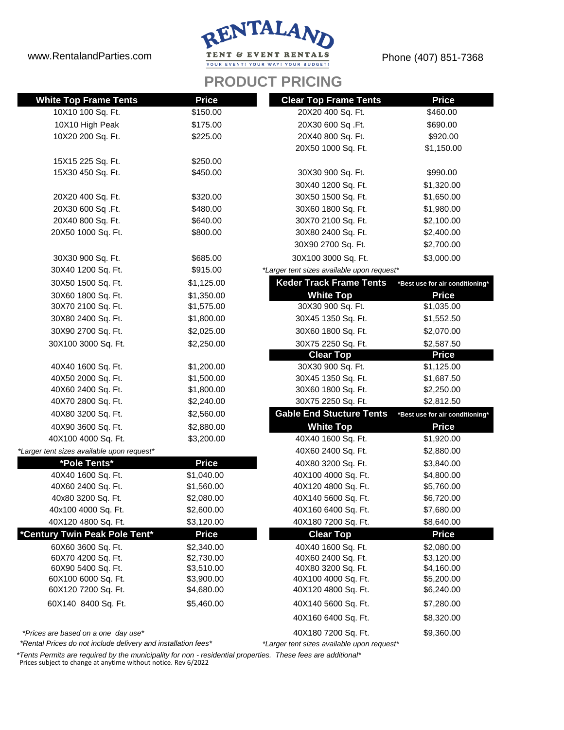www.RentalandParties.com

# RENTALAND

TENT & EVENT RENTALS

YOUR EVENT! YOUR WAY! YOUR BUDGET!

Phone (407) 851-7368

## PRODUCT PRICING

| White Top Frame Tents | Price |
|---|---|
| 10X10 100 Sq. Ft. | $150.00 |
| 10X10 High Peak | $175.00 |
| 10X20 200 Sq. Ft. | $225.00 |
| 15X15 225 Sq. Ft. | $250.00 |
| 15X30 450 Sq. Ft. | $450.00 |
| 20X20 400 Sq. Ft. | $320.00 |
| 20X30 600 Sq .Ft. | $480.00 |
| 20X40 800 Sq. Ft. | $640.00 |
| 20X50 1000 Sq. Ft. | $800.00 |
| 30X30 900 Sq. Ft. | $685.00 |
| 30X40 1200 Sq. Ft. | $915.00 |
| 30X50 1500 Sq. Ft. | $1,125.00 |
| 30X60 1800 Sq. Ft. | $1,350.00 |
| 30X70 2100 Sq. Ft. | $1,575.00 |
| 30X80 2400 Sq. Ft. | $1,800.00 |
| 30X90 2700 Sq. Ft. | $2,025.00 |
| 30X100 3000 Sq. Ft. | $2,250.00 |
| 40X40 1600 Sq. Ft. | $1,200.00 |
| 40X50 2000 Sq. Ft. | $1,500.00 |
| 40X60 2400 Sq. Ft. | $1,800.00 |
| 40X70 2800 Sq. Ft. | $2,240.00 |
| 40X80 3200 Sq. Ft. | $2,560.00 |
| 40X90 3600 Sq. Ft. | $2,880.00 |
| 40X100 4000 Sq. Ft. | $3,200.00 |

*Larger tent sizes available upon request*

| *Pole Tents* | Price |
|---|---|
| 40X40 1600 Sq. Ft. | $1,040.00 |
| 40X60 2400 Sq. Ft. | $1,560.00 |
| 40x80 3200 Sq. Ft. | $2,080.00 |
| 40x100 4000 Sq. Ft. | $2,600.00 |
| 40X120 4800 Sq. Ft. | $3,120.00 |

| *Century Twin Peak Pole Tent* | Price |
|---|---|
| 60X60 3600 Sq. Ft. | $2,340.00 |
| 60X70 4200 Sq. Ft. | $2,730.00 |
| 60X90 5400 Sq. Ft. | $3,510.00 |
| 60X100 6000 Sq. Ft. | $3,900.00 |
| 60X120 7200 Sq. Ft. | $4,680.00 |
| 60X140 8400 Sq. Ft. | $5,460.00 |

*Prices are based on a one day use*

*Rental Prices do not include delivery and installation fees*

| Clear Top Frame Tents | Price |
|---|---|
| 20X20 400 Sq. Ft. | $460.00 |
| 20X30 600 Sq .Ft. | $690.00 |
| 20X40 800 Sq. Ft. | $920.00 |
| 20X50 1000 Sq. Ft. | $1,150.00 |
| 30X30 900 Sq. Ft. | $990.00 |
| 30X40 1200 Sq. Ft. | $1,320.00 |
| 30X50 1500 Sq. Ft. | $1,650.00 |
| 30X60 1800 Sq. Ft. | $1,980.00 |
| 30X70 2100 Sq. Ft. | $2,100.00 |
| 30X80 2400 Sq. Ft. | $2,400.00 |
| 30X90 2700 Sq. Ft. | $2,700.00 |
| 30X100 3000 Sq. Ft. | $3,000.00 |

*Larger tent sizes available upon request*

**Keder Track Frame Tents** *Best use for air conditioning*

| White Top | Price |
|---|---|
| 30X30 900 Sq. Ft. | $1,035.00 |
| 30X45 1350 Sq. Ft. | $1,552.50 |
| 30X60 1800 Sq. Ft. | $2,070.00 |
| 30X75 2250 Sq. Ft. | $2,587.50 |

| Clear Top | Price |
|---|---|
| 30X30 900 Sq. Ft. | $1,125.00 |
| 30X45 1350 Sq. Ft. | $1,687.50 |
| 30X60 1800 Sq. Ft. | $2,250.00 |
| 30X75 2250 Sq. Ft. | $2,812.50 |

**Gable End Structure Tents** *Best use for air conditioning*

| White Top | Price |
|---|---|
| 40X40 1600 Sq. Ft. | $1,920.00 |
| 40X60 2400 Sq. Ft. | $2,880.00 |
| 40X80 3200 Sq. Ft. | $3,840.00 |
| 40X100 4000 Sq. Ft. | $4,800.00 |
| 40X120 4800 Sq. Ft. | $5,760.00 |
| 40X140 5600 Sq. Ft. | $6,720.00 |
| 40X160 6400 Sq. Ft. | $7,680.00 |
| 40X180 7200 Sq. Ft. | $8,640.00 |

| Clear Top | Price |
|---|---|
| 40X40 1600 Sq. Ft. | $2,080.00 |
| 40X60 2400 Sq. Ft. | $3,120.00 |
| 40X80 3200 Sq. Ft. | $4,160.00 |
| 40X100 4000 Sq. Ft. | $5,200.00 |
| 40X120 4800 Sq. Ft. | $6,240.00 |
| 40X140 5600 Sq. Ft. | $7,280.00 |
| 40X160 6400 Sq. Ft. | $8,320.00 |
| 40X180 7200 Sq. Ft. | $9,360.00 |

*Larger tent sizes available upon request*

*Tents Permits are required by the municipality for non - residential properties. These fees are additional*

Prices subject to change at anytime without notice. Rev 6/2022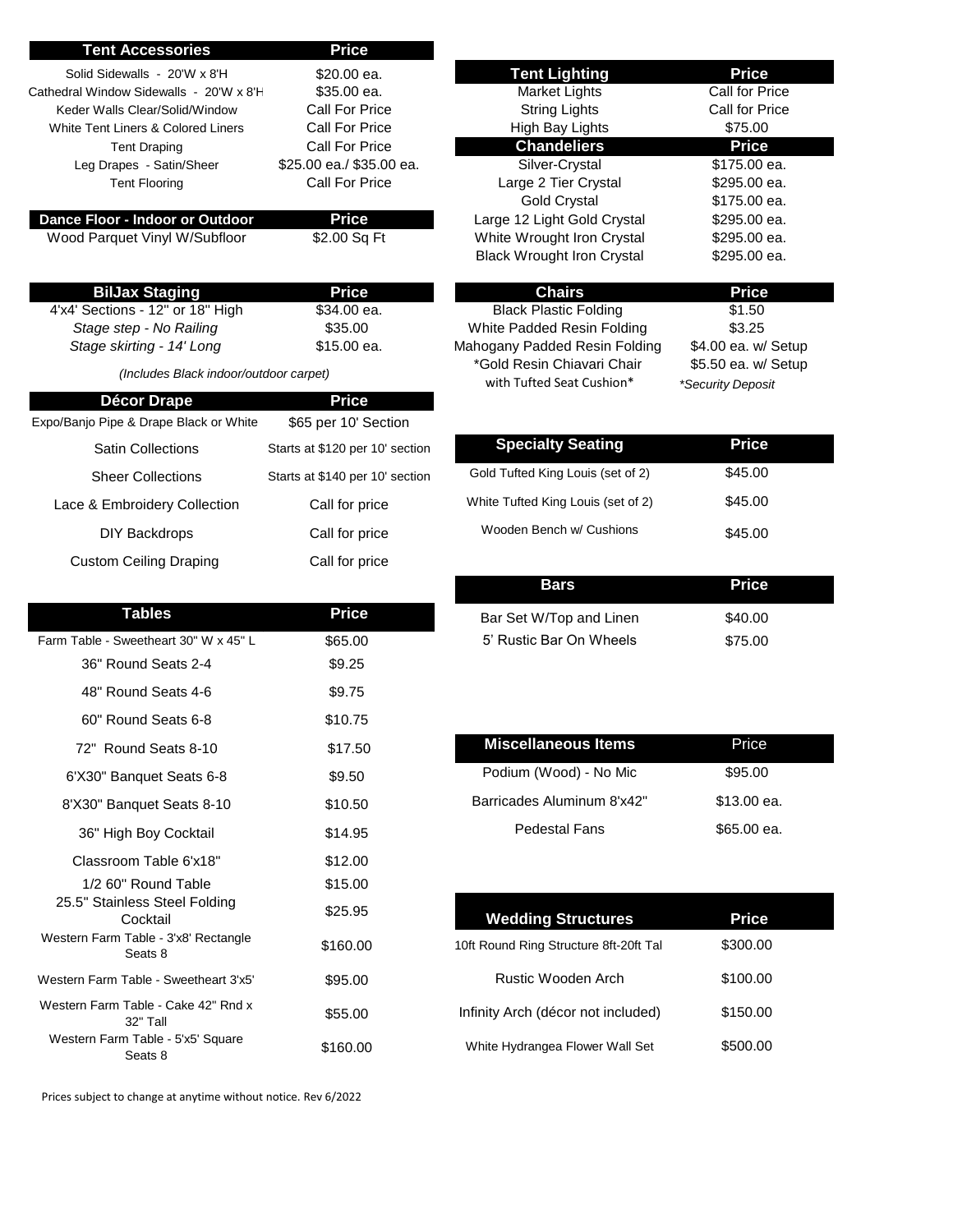| Tent Accessories | Price |
|---|---|
| Solid Sidewalls - 20'W x 8'H | $20.00 ea. |
| Cathedral Window Sidewalls - 20'W x 8'H | $35.00 ea. |
| Keder Walls Clear/Solid/Window | Call For Price |
| White Tent Liners & Colored Liners | Call For Price |
| Tent Draping | Call For Price |
| Leg Drapes - Satin/Sheer | $25.00 ea./ $35.00 ea. |
| Tent Flooring | Call For Price |

| Dance Floor - Indoor or Outdoor | Price |
|---|---|
| Wood Parquet Vinyl W/Subfloor | $2.00 Sq Ft |

| BilJax Staging | Price |
|---|---|
| 4'x4' Sections - 12" or 18" High | $34.00 ea. |
| *Stage step - No Railing* | $35.00 |
| *Stage skirting - 14' Long* | $15.00 ea. |

*(Includes Black indoor/outdoor carpet)*

| Décor Drape | Price |
|---|---|
| Expo/Banjo Pipe & Drape Black or White | $65 per 10' Section |
| Satin Collections | Starts at $120 per 10' section |
| Sheer Collections | Starts at $140 per 10' section |
| Lace & Embroidery Collection | Call for price |
| DIY Backdrops | Call for price |
| Custom Ceiling Draping | Call for price |

| Tables | Price |
|---|---|
| Farm Table - Sweetheart 30" W x 45" L | $65.00 |
| 36" Round Seats 2-4 | $9.25 |
| 48" Round Seats 4-6 | $9.75 |
| 60" Round Seats 6-8 | $10.75 |
| 72" Round Seats 8-10 | $17.50 |
| 6'X30" Banquet Seats 6-8 | $9.50 |
| 8'X30" Banquet Seats 8-10 | $10.50 |
| 36" High Boy Cocktail | $14.95 |
| Classroom Table 6'x18" | $12.00 |
| 1/2 60" Round Table | $15.00 |
| 25.5" Stainless Steel Folding Cocktail | $25.95 |
| Western Farm Table - 3'x8' Rectangle Seats 8 | $160.00 |
| Western Farm Table - Sweetheart 3'x5' | $95.00 |
| Western Farm Table - Cake 42" Rnd x 32" Tall | $55.00 |
| Western Farm Table - 5'x5' Square Seats 8 | $160.00 |

| Tent Lighting | Price |
|---|---|
| Market Lights | Call for Price |
| String Lights | Call for Price |
| High Bay Lights | $75.00 |

| Chandeliers | Price |
|---|---|
| Silver-Crystal | $175.00 ea. |
| Large 2 Tier Crystal | $295.00 ea. |
| Gold Crystal | $175.00 ea. |
| Large 12 Light Gold Crystal | $295.00 ea. |
| White Wrought Iron Crystal | $295.00 ea. |
| Black Wrought Iron Crystal | $295.00 ea. |

| Chairs | Price |
|---|---|
| Black Plastic Folding | $1.50 |
| White Padded Resin Folding | $3.25 |
| Mahogany Padded Resin Folding | $4.00 ea. w/ Setup |
| *Gold Resin Chiavari Chair with Tufted Seat Cushion* | $5.50 ea. w/ Setup *Security Deposit |

| Specialty Seating | Price |
|---|---|
| Gold Tufted King Louis (set of 2) | $45.00 |
| White Tufted King Louis (set of 2) | $45.00 |
| Wooden Bench w/ Cushions | $45.00 |

| Bars | Price |
|---|---|
| Bar Set W/Top and Linen | $40.00 |
| 5' Rustic Bar On Wheels | $75.00 |

| Miscellaneous Items | Price |
|---|---|
| Podium (Wood) - No Mic | $95.00 |
| Barricades Aluminum 8'x42" | $13.00 ea. |
| Pedestal Fans | $65.00 ea. |

| Wedding Structures | Price |
|---|---|
| 10ft Round Ring Structure 8ft-20ft Tal | $300.00 |
| Rustic Wooden Arch | $100.00 |
| Infinity Arch (décor not included) | $150.00 |
| White Hydrangea Flower Wall Set | $500.00 |

Prices subject to change at anytime without notice. Rev 6/2022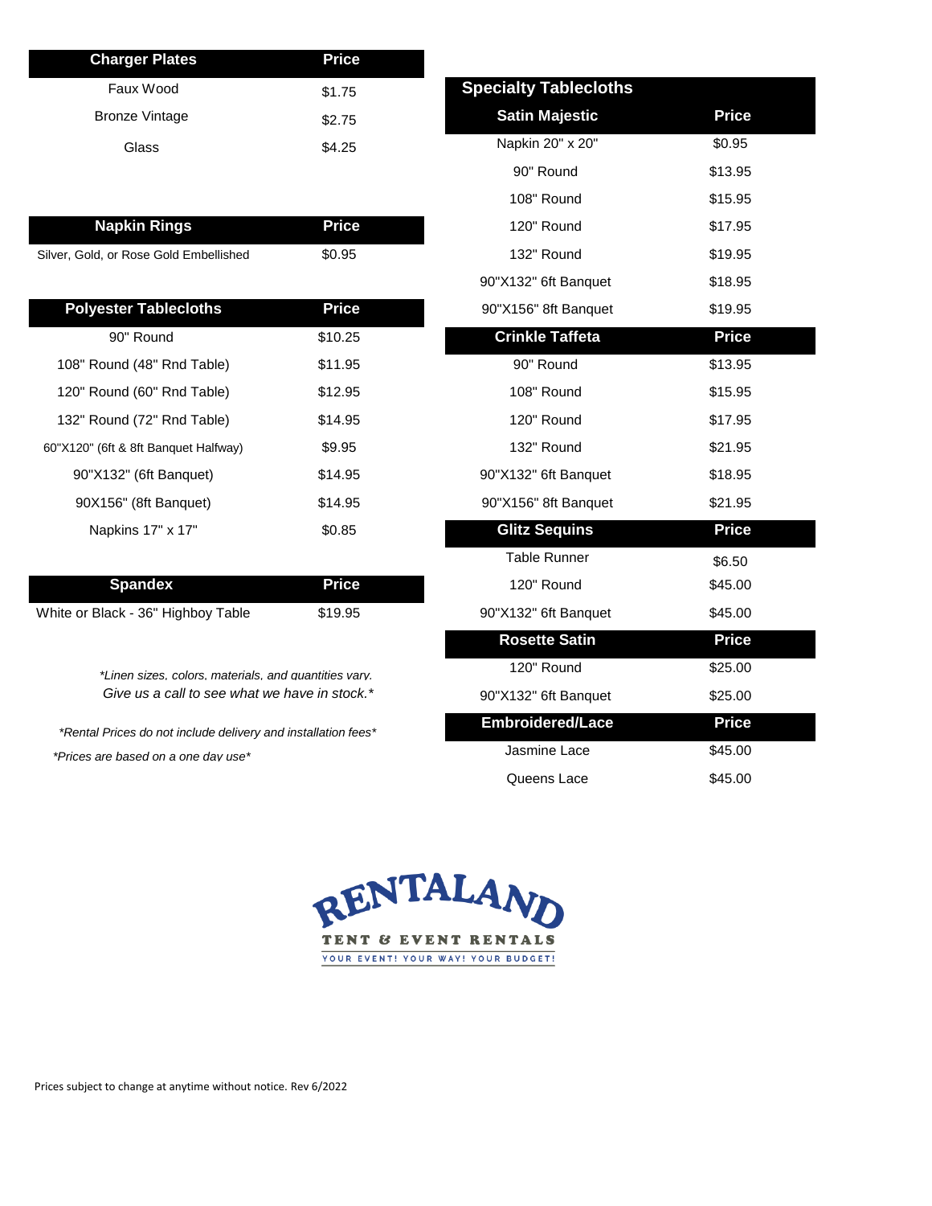| Charger Plates | Price |
|---|---|
| Faux Wood | $1.75 |
| Bronze Vintage | $2.75 |
| Glass | $4.25 |

| Napkin Rings | Price |
|---|---|
| Silver, Gold, or Rose Gold Embellished | $0.95 |

| Polyester Tablecloths | Price |
|---|---|
| 90" Round | $10.25 |
| 108" Round (48" Rnd Table) | $11.95 |
| 120" Round (60" Rnd Table) | $12.95 |
| 132" Round (72" Rnd Table) | $14.95 |
| 60"X120" (6ft & 8ft Banquet Halfway) | $9.95 |
| 90"X132" (6ft Banquet) | $14.95 |
| 90X156" (8ft Banquet) | $14.95 |
| Napkins 17" x 17" | $0.85 |

| Spandex | Price |
|---|---|
| White or Black - 36" Highboy Table | $19.95 |

*Linen sizes, colors, materials, and quantities vary. Give us a call to see what we have in stock.*

*Rental Prices do not include delivery and installation fees*

*Prices are based on a one day use*

## Specialty Tablecloths

| Satin Majestic | Price |
|---|---|
| Napkin 20" x 20" | $0.95 |
| 90" Round | $13.95 |
| 108" Round | $15.95 |
| 120" Round | $17.95 |
| 132" Round | $19.95 |
| 90"X132" 6ft Banquet | $18.95 |
| 90"X156" 8ft Banquet | $19.95 |

| Crinkle Taffeta | Price |
|---|---|
| 90" Round | $13.95 |
| 108" Round | $15.95 |
| 120" Round | $17.95 |
| 132" Round | $21.95 |
| 90"X132" 6ft Banquet | $18.95 |
| 90"X156" 8ft Banquet | $21.95 |

| Glitz Sequins | Price |
|---|---|
| Table Runner | $6.50 |
| 120" Round | $45.00 |
| 90"X132" 6ft Banquet | $45.00 |

| Rosette Satin | Price |
|---|---|
| 120" Round | $25.00 |
| 90"X132" 6ft Banquet | $25.00 |

| Embroidered/Lace | Price |
|---|---|
| Jasmine Lace | $45.00 |
| Queens Lace | $45.00 |

RENTALAND
TENT & EVENT RENTALS
YOUR EVENT! YOUR WAY! YOUR BUDGET!

Prices subject to change at anytime without notice. Rev 6/2022